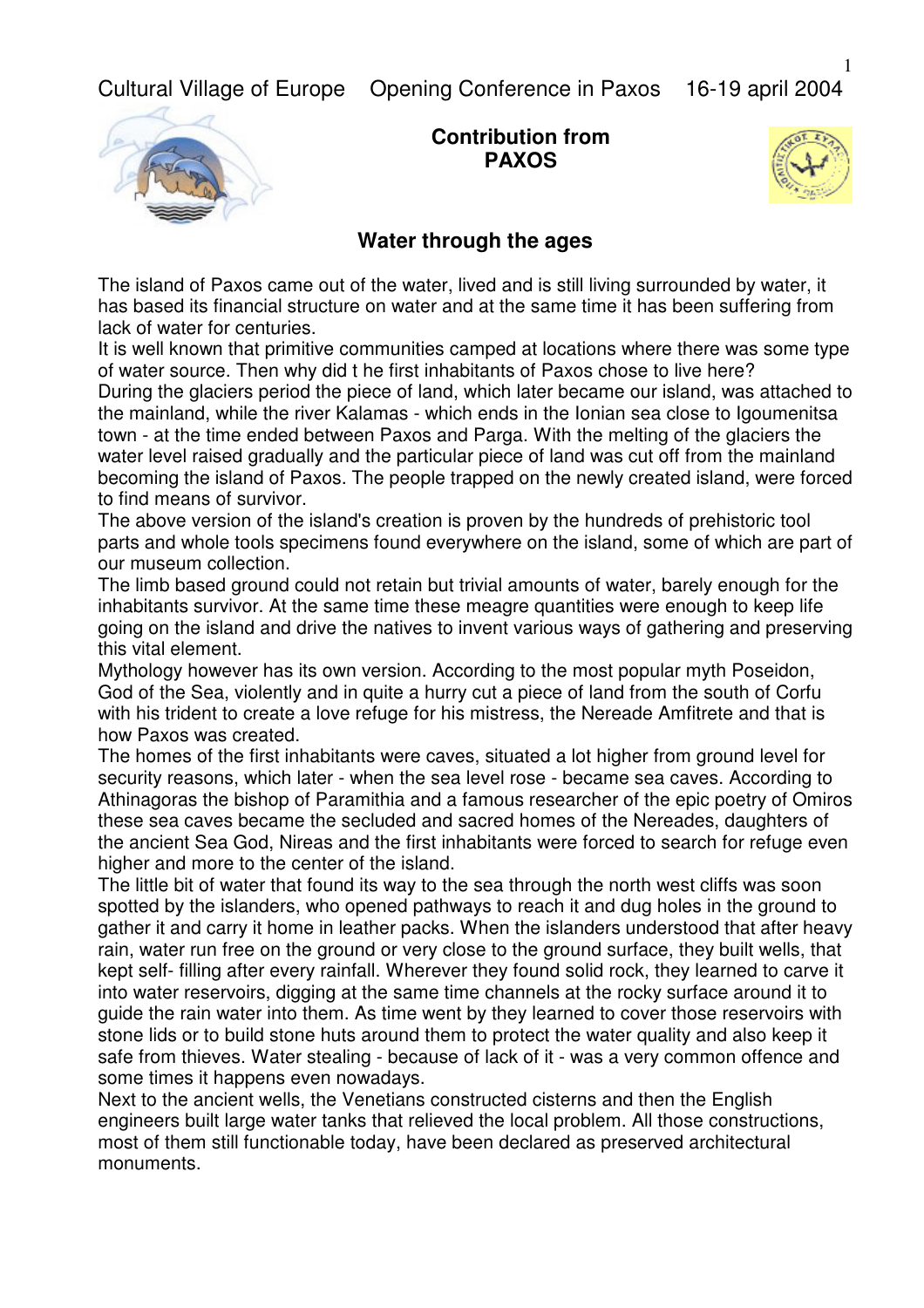Cultural Village of Europe Opening Conference in Paxos 16-19 april 2004

**Contribution from PAXOS**

## Water through the ages

The island of Paxos came out of the water, lived and is still living surrounded by water, it has based its financial structure on water and at the same time it has been suffering from lack of water for centuries.
It is well known that primitive communities camped at locations where there was some type of water source. Then why did t he first inhabitants of Paxos chose to live here?
During the glaciers period the piece of land, which later became our island, was attached to the mainland, while the river Kalamas - which ends in the Ionian sea close to Igoumenitsa town - at the time ended between Paxos and Parga. With the melting of the glaciers the water level raised gradually and the particular piece of land was cut off from the mainland becoming the island of Paxos. The people trapped on the newly created island, were forced to find means of survivor.
The above version of the island's creation is proven by the hundreds of prehistoric tool parts and whole tools specimens found everywhere on the island, some of which are part of our museum collection.
The limb based ground could not retain but trivial amounts of water, barely enough for the inhabitants survivor. At the same time these meagre quantities were enough to keep life going on the island and drive the natives to invent various ways of gathering and preserving this vital element.
Mythology however has its own version. According to the most popular myth Poseidon, God of the Sea, violently and in quite a hurry cut a piece of land from the south of Corfu with his trident to create a love refuge for his mistress, the Nereade Amfitrete and that is how Paxos was created.
The homes of the first inhabitants were caves, situated a lot higher from ground level for security reasons, which later - when the sea level rose - became sea caves. According to Athinagoras the bishop of Paramithia and a famous researcher of the epic poetry of Omiros these sea caves became the secluded and sacred homes of the Nereades, daughters of the ancient Sea God, Nireas and the first inhabitants were forced to search for refuge even higher and more to the center of the island.
The little bit of water that found its way to the sea through the north west cliffs was soon spotted by the islanders, who opened pathways to reach it and dug holes in the ground to gather it and carry it home in leather packs. When the islanders understood that after heavy rain, water run free on the ground or very close to the ground surface, they built wells, that kept self- filling after every rainfall. Wherever they found solid rock, they learned to carve it into water reservoirs, digging at the same time channels at the rocky surface around it to guide the rain water into them. As time went by they learned to cover those reservoirs with stone lids or to build stone huts around them to protect the water quality and also keep it safe from thieves. Water stealing - because of lack of it - was a very common offence and some times it happens even nowadays.
Next to the ancient wells, the Venetians constructed cisterns and then the English engineers built large water tanks that relieved the local problem. All those constructions, most of them still functionable today, have been declared as preserved architectural monuments.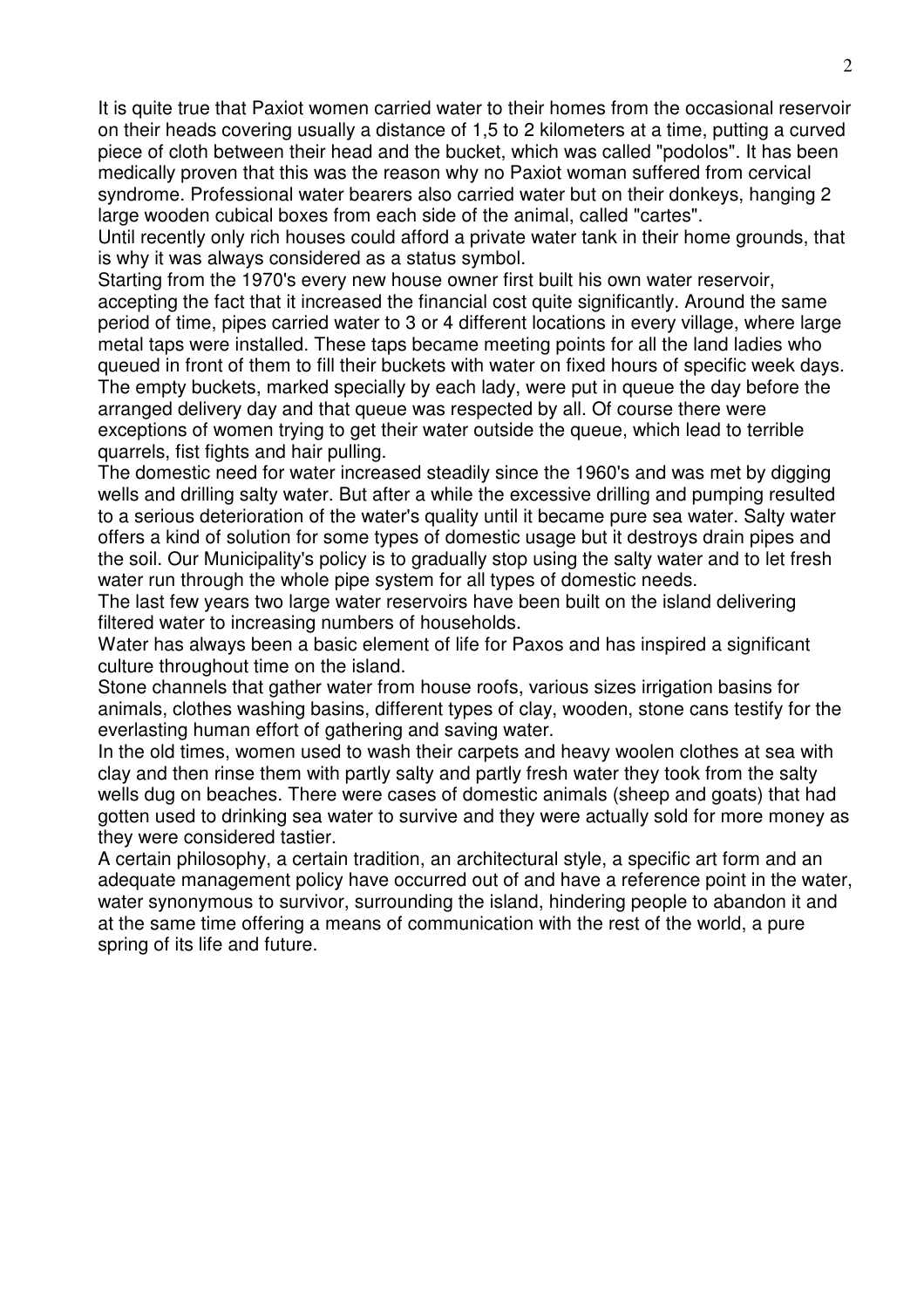It is quite true that Paxiot women carried water to their homes from the occasional reservoir on their heads covering usually a distance of 1,5 to 2 kilometers at a time, putting a curved piece of cloth between their head and the bucket, which was called "podolos". It has been medically proven that this was the reason why no Paxiot woman suffered from cervical syndrome. Professional water bearers also carried water but on their donkeys, hanging 2 large wooden cubical boxes from each side of the animal, called "cartes".

Until recently only rich houses could afford a private water tank in their home grounds, that is why it was always considered as a status symbol.

Starting from the 1970's every new house owner first built his own water reservoir, accepting the fact that it increased the financial cost quite significantly. Around the same period of time, pipes carried water to 3 or 4 different locations in every village, where large metal taps were installed. These taps became meeting points for all the land ladies who queued in front of them to fill their buckets with water on fixed hours of specific week days. The empty buckets, marked specially by each lady, were put in queue the day before the arranged delivery day and that queue was respected by all. Of course there were exceptions of women trying to get their water outside the queue, which lead to terrible quarrels, fist fights and hair pulling.

The domestic need for water increased steadily since the 1960's and was met by digging wells and drilling salty water. But after a while the excessive drilling and pumping resulted to a serious deterioration of the water's quality until it became pure sea water. Salty water offers a kind of solution for some types of domestic usage but it destroys drain pipes and the soil. Our Municipality's policy is to gradually stop using the salty water and to let fresh water run through the whole pipe system for all types of domestic needs.

The last few years two large water reservoirs have been built on the island delivering filtered water to increasing numbers of households.

Water has always been a basic element of life for Paxos and has inspired a significant culture throughout time on the island.

Stone channels that gather water from house roofs, various sizes irrigation basins for animals, clothes washing basins, different types of clay, wooden, stone cans testify for the everlasting human effort of gathering and saving water.

In the old times, women used to wash their carpets and heavy woolen clothes at sea with clay and then rinse them with partly salty and partly fresh water they took from the salty wells dug on beaches. There were cases of domestic animals (sheep and goats) that had gotten used to drinking sea water to survive and they were actually sold for more money as they were considered tastier.

A certain philosophy, a certain tradition, an architectural style, a specific art form and an adequate management policy have occurred out of and have a reference point in the water, water synonymous to survivor, surrounding the island, hindering people to abandon it and at the same time offering a means of communication with the rest of the world, a pure spring of its life and future.